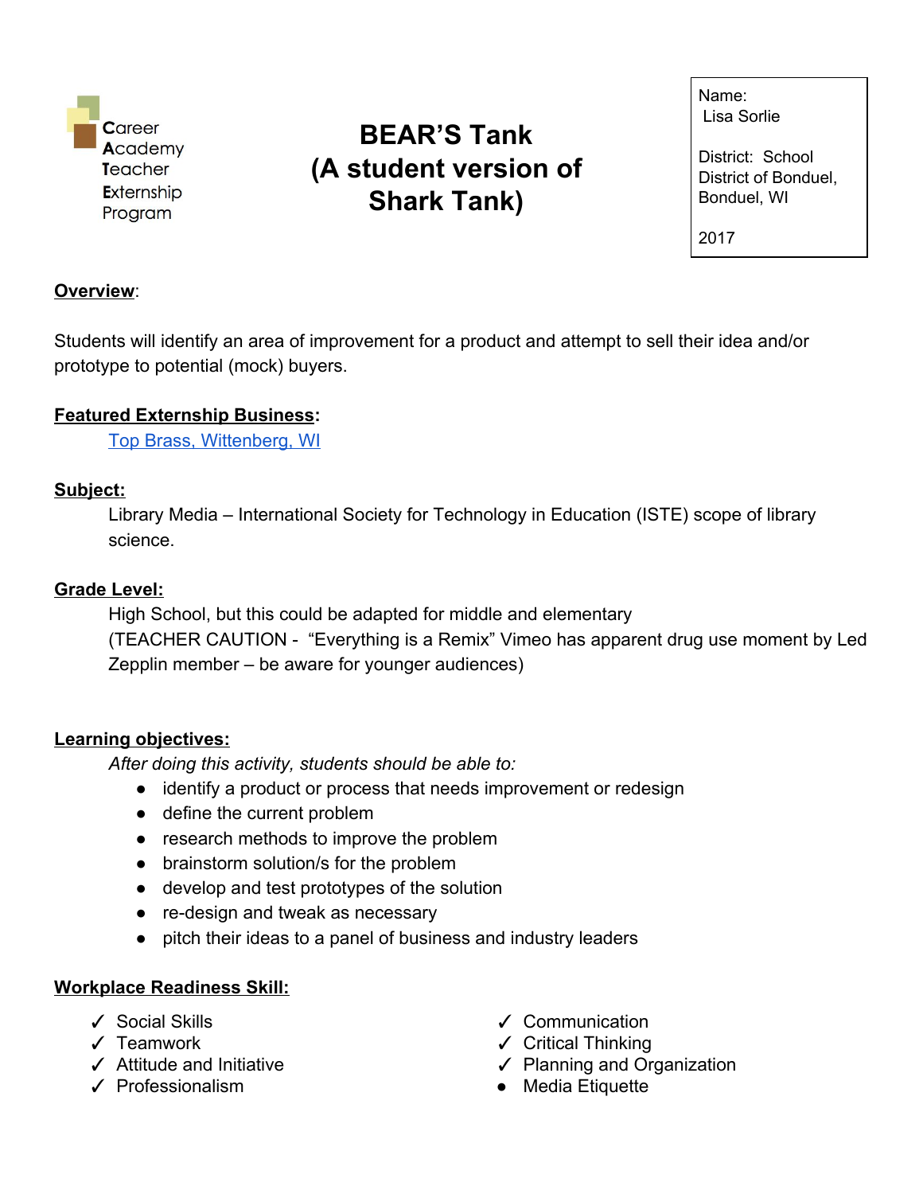Career Academy Teacher Externship Program

# BEAR'S Tank (A student version of Shark Tank)

Name: Lisa Sorlie

District: School District of Bonduel, Bonduel, WI

2017

**Overview**:

Students will identify an area of improvement for a product and attempt to sell their idea and/or prototype to potential (mock) buyers.

**Featured Externship Business:**

[Top Brass, Wittenberg, WI]

**Subject:**

Library Media – International Society for Technology in Education (ISTE) scope of library science.

**Grade Level:**

High School, but this could be adapted for middle and elementary
(TEACHER CAUTION - "Everything is a Remix" Vimeo has apparent drug use moment by Led Zepplin member – be aware for younger audiences)

**Learning objectives:**

*After doing this activity, students should be able to:*

- identify a product or process that needs improvement or redesign
- define the current problem
- research methods to improve the problem
- brainstorm solution/s for the problem
- develop and test prototypes of the solution
- re-design and tweak as necessary
- pitch their ideas to a panel of business and industry leaders

**Workplace Readiness Skill:**

✓ Social Skills
✓ Teamwork
✓ Attitude and Initiative
✓ Professionalism
✓ Communication
✓ Critical Thinking
✓ Planning and Organization
● Media Etiquette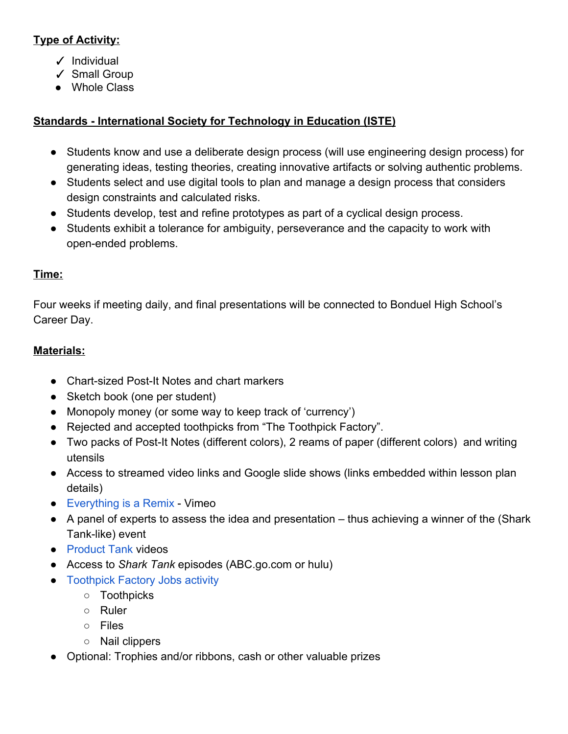**Type of Activity:**

- ✓ Individual
- ✓ Small Group
- Whole Class

**Standards - International Society for Technology in Education (ISTE)**

- Students know and use a deliberate design process (will use engineering design process) for generating ideas, testing theories, creating innovative artifacts or solving authentic problems.
- Students select and use digital tools to plan and manage a design process that considers design constraints and calculated risks.
- Students develop, test and refine prototypes as part of a cyclical design process.
- Students exhibit a tolerance for ambiguity, perseverance and the capacity to work with open-ended problems.

**Time:**

Four weeks if meeting daily, and final presentations will be connected to Bonduel High School's Career Day.

**Materials:**

- Chart-sized Post-It Notes and chart markers
- Sketch book (one per student)
- Monopoly money (or some way to keep track of 'currency')
- Rejected and accepted toothpicks from "The Toothpick Factory".
- Two packs of Post-It Notes (different colors), 2 reams of paper (different colors) and writing utensils
- Access to streamed video links and Google slide shows (links embedded within lesson plan details)
- Everything is a Remix - Vimeo
- A panel of experts to assess the idea and presentation – thus achieving a winner of the (Shark Tank-like) event
- Product Tank videos
- Access to *Shark Tank* episodes (ABC.go.com or hulu)
- Toothpick Factory Jobs activity
    - Toothpicks
    - Ruler
    - Files
    - Nail clippers
- Optional: Trophies and/or ribbons, cash or other valuable prizes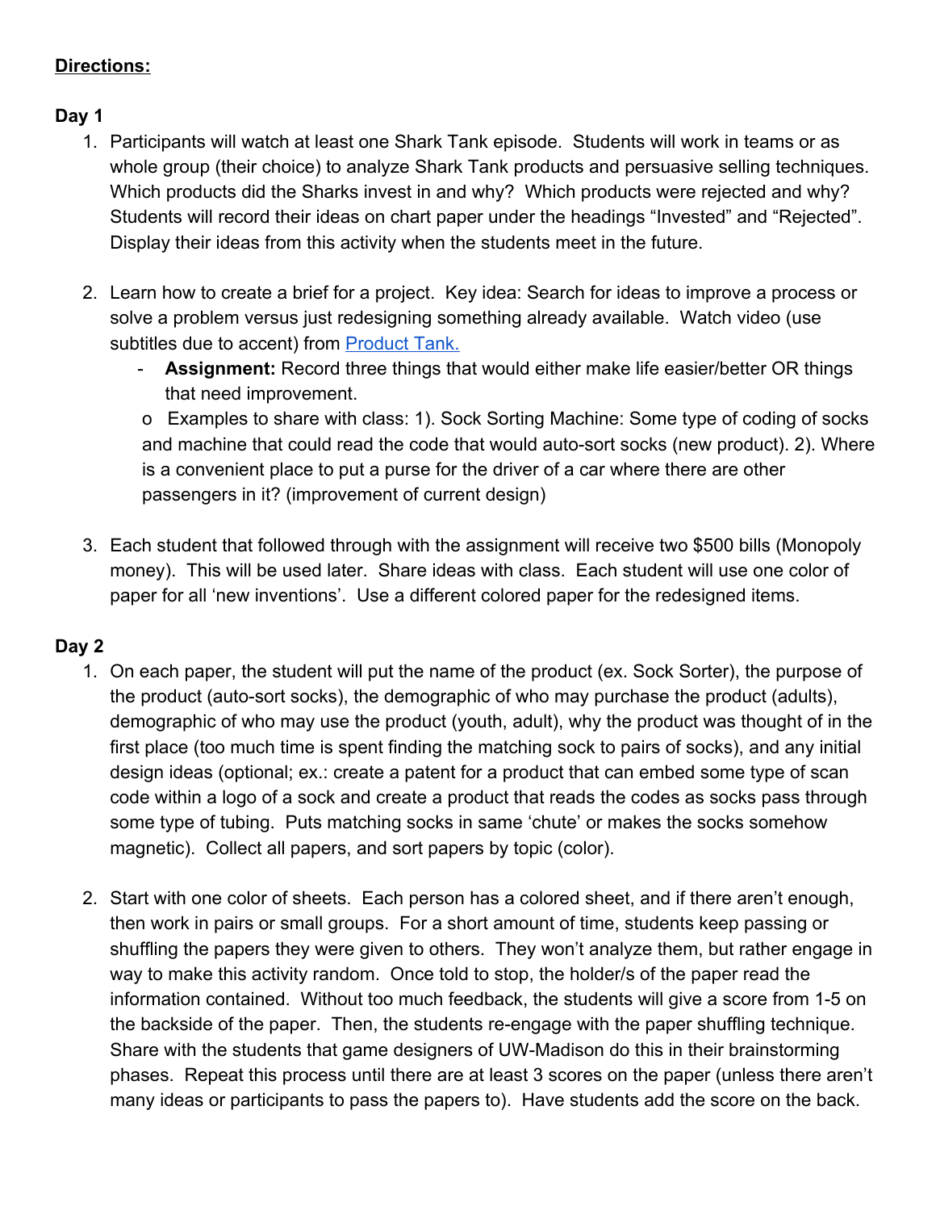**Directions:**

**Day 1**

1. Participants will watch at least one Shark Tank episode. Students will work in teams or as whole group (their choice) to analyze Shark Tank products and persuasive selling techniques. Which products did the Sharks invest in and why? Which products were rejected and why? Students will record their ideas on chart paper under the headings "Invested" and "Rejected". Display their ideas from this activity when the students meet in the future.

2. Learn how to create a brief for a project. Key idea: Search for ideas to improve a process or solve a problem versus just redesigning something already available. Watch video (use subtitles due to accent) from [Product Tank.]()
   - **Assignment:** Record three things that would either make life easier/better OR things that need improvement.
     - Examples to share with class: 1). Sock Sorting Machine: Some type of coding of socks and machine that could read the code that would auto-sort socks (new product). 2). Where is a convenient place to put a purse for the driver of a car where there are other passengers in it? (improvement of current design)

3. Each student that followed through with the assignment will receive two $500 bills (Monopoly money). This will be used later. Share ideas with class. Each student will use one color of paper for all 'new inventions'. Use a different colored paper for the redesigned items.

**Day 2**

1. On each paper, the student will put the name of the product (ex. Sock Sorter), the purpose of the product (auto-sort socks), the demographic of who may purchase the product (adults), demographic of who may use the product (youth, adult), why the product was thought of in the first place (too much time is spent finding the matching sock to pairs of socks), and any initial design ideas (optional; ex.: create a patent for a product that can embed some type of scan code within a logo of a sock and create a product that reads the codes as socks pass through some type of tubing. Puts matching socks in same 'chute' or makes the socks somehow magnetic). Collect all papers, and sort papers by topic (color).

2. Start with one color of sheets. Each person has a colored sheet, and if there aren't enough, then work in pairs or small groups. For a short amount of time, students keep passing or shuffling the papers they were given to others. They won't analyze them, but rather engage in way to make this activity random. Once told to stop, the holder/s of the paper read the information contained. Without too much feedback, the students will give a score from 1-5 on the backside of the paper. Then, the students re-engage with the paper shuffling technique. Share with the students that game designers of UW-Madison do this in their brainstorming phases. Repeat this process until there are at least 3 scores on the paper (unless there aren't many ideas or participants to pass the papers to). Have students add the score on the back.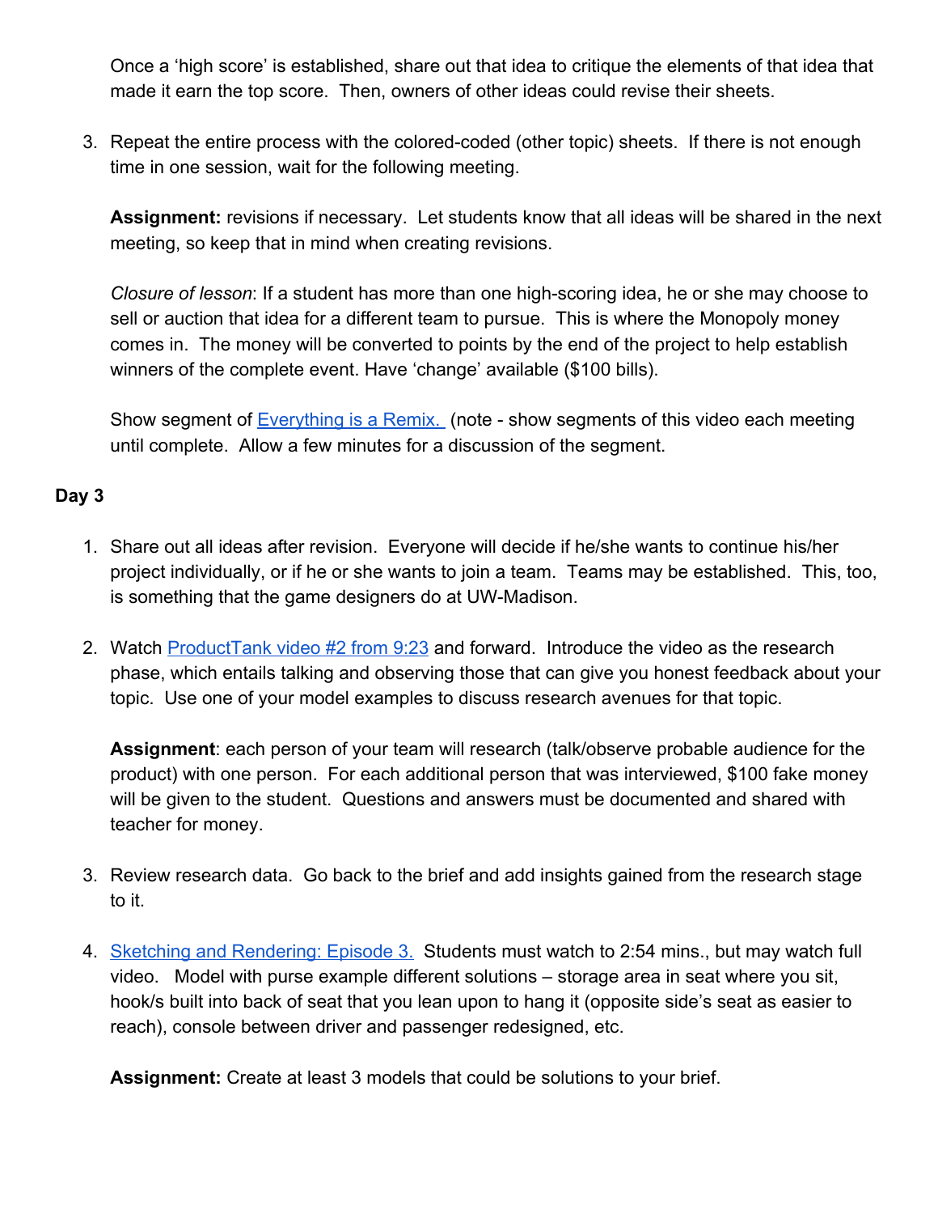Once a 'high score' is established, share out that idea to critique the elements of that idea that made it earn the top score. Then, owners of other ideas could revise their sheets.

3. Repeat the entire process with the colored-coded (other topic) sheets. If there is not enough time in one session, wait for the following meeting.

   **Assignment:** revisions if necessary. Let students know that all ideas will be shared in the next meeting, so keep that in mind when creating revisions.

   *Closure of lesson*: If a student has more than one high-scoring idea, he or she may choose to sell or auction that idea for a different team to pursue. This is where the Monopoly money comes in. The money will be converted to points by the end of the project to help establish winners of the complete event. Have 'change' available ($100 bills).

   Show segment of Everything is a Remix. (note - show segments of this video each meeting until complete. Allow a few minutes for a discussion of the segment.

**Day 3**

1. Share out all ideas after revision. Everyone will decide if he/she wants to continue his/her project individually, or if he or she wants to join a team. Teams may be established. This, too, is something that the game designers do at UW-Madison.

2. Watch ProductTank video #2 from 9:23 and forward. Introduce the video as the research phase, which entails talking and observing those that can give you honest feedback about your topic. Use one of your model examples to discuss research avenues for that topic.

   **Assignment**: each person of your team will research (talk/observe probable audience for the product) with one person. For each additional person that was interviewed, $100 fake money will be given to the student. Questions and answers must be documented and shared with teacher for money.

3. Review research data. Go back to the brief and add insights gained from the research stage to it.

4. Sketching and Rendering: Episode 3. Students must watch to 2:54 mins., but may watch full video. Model with purse example different solutions – storage area in seat where you sit, hook/s built into back of seat that you lean upon to hang it (opposite side's seat as easier to reach), console between driver and passenger redesigned, etc.

   **Assignment:** Create at least 3 models that could be solutions to your brief.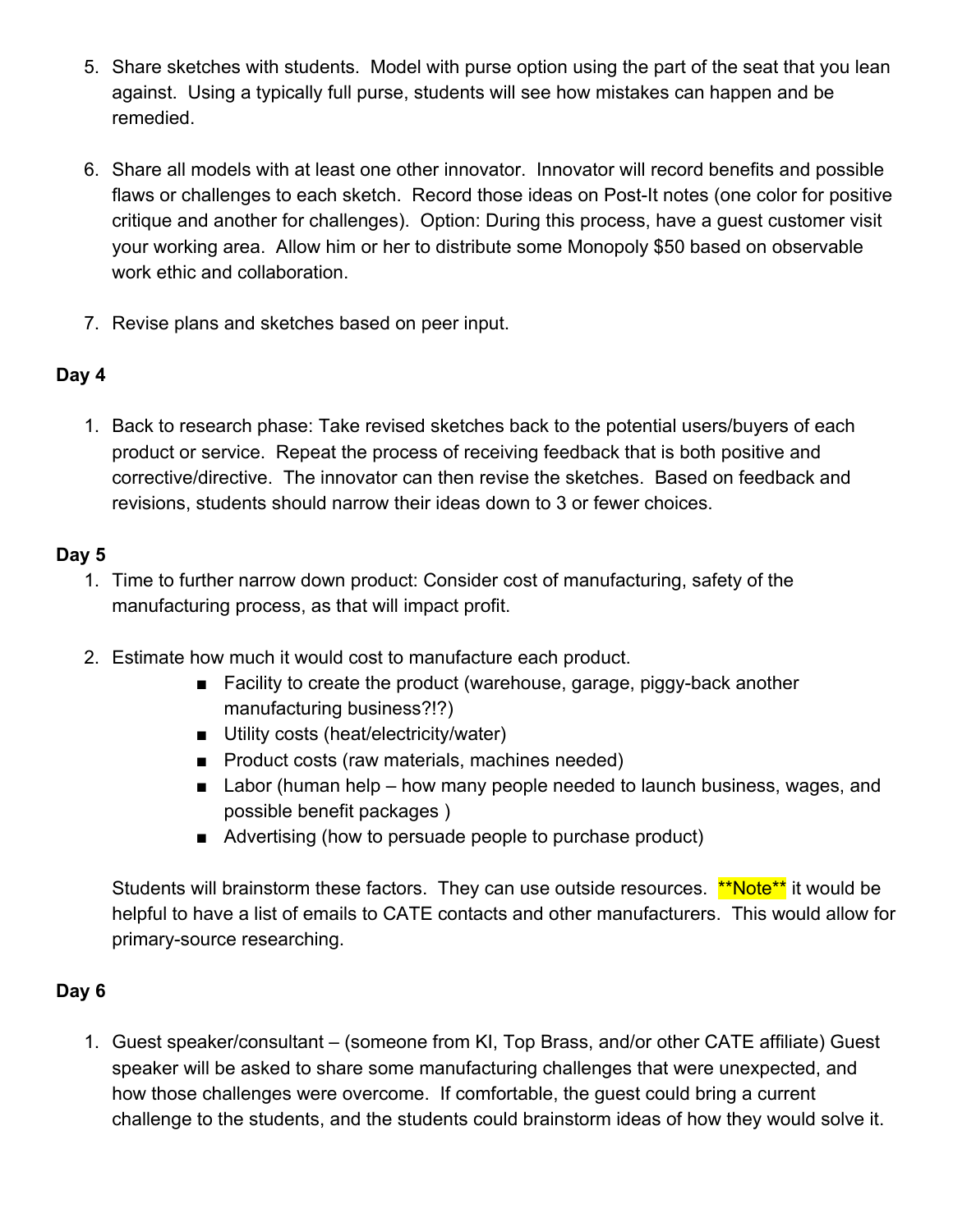5. Share sketches with students. Model with purse option using the part of the seat that you lean against. Using a typically full purse, students will see how mistakes can happen and be remedied.

6. Share all models with at least one other innovator. Innovator will record benefits and possible flaws or challenges to each sketch. Record those ideas on Post-It notes (one color for positive critique and another for challenges). Option: During this process, have a guest customer visit your working area. Allow him or her to distribute some Monopoly $50 based on observable work ethic and collaboration.

7. Revise plans and sketches based on peer input.

**Day 4**

1. Back to research phase: Take revised sketches back to the potential users/buyers of each product or service. Repeat the process of receiving feedback that is both positive and corrective/directive. The innovator can then revise the sketches. Based on feedback and revisions, students should narrow their ideas down to 3 or fewer choices.

**Day 5**

1. Time to further narrow down product: Consider cost of manufacturing, safety of the manufacturing process, as that will impact profit.

2. Estimate how much it would cost to manufacture each product.
   - Facility to create the product (warehouse, garage, piggy-back another manufacturing business?!?)
   - Utility costs (heat/electricity/water)
   - Product costs (raw materials, machines needed)
   - Labor (human help – how many people needed to launch business, wages, and possible benefit packages )
   - Advertising (how to persuade people to purchase product)

   Students will brainstorm these factors. They can use outside resources. **Note** it would be helpful to have a list of emails to CATE contacts and other manufacturers. This would allow for primary-source researching.

**Day 6**

1. Guest speaker/consultant – (someone from KI, Top Brass, and/or other CATE affiliate) Guest speaker will be asked to share some manufacturing challenges that were unexpected, and how those challenges were overcome. If comfortable, the guest could bring a current challenge to the students, and the students could brainstorm ideas of how they would solve it.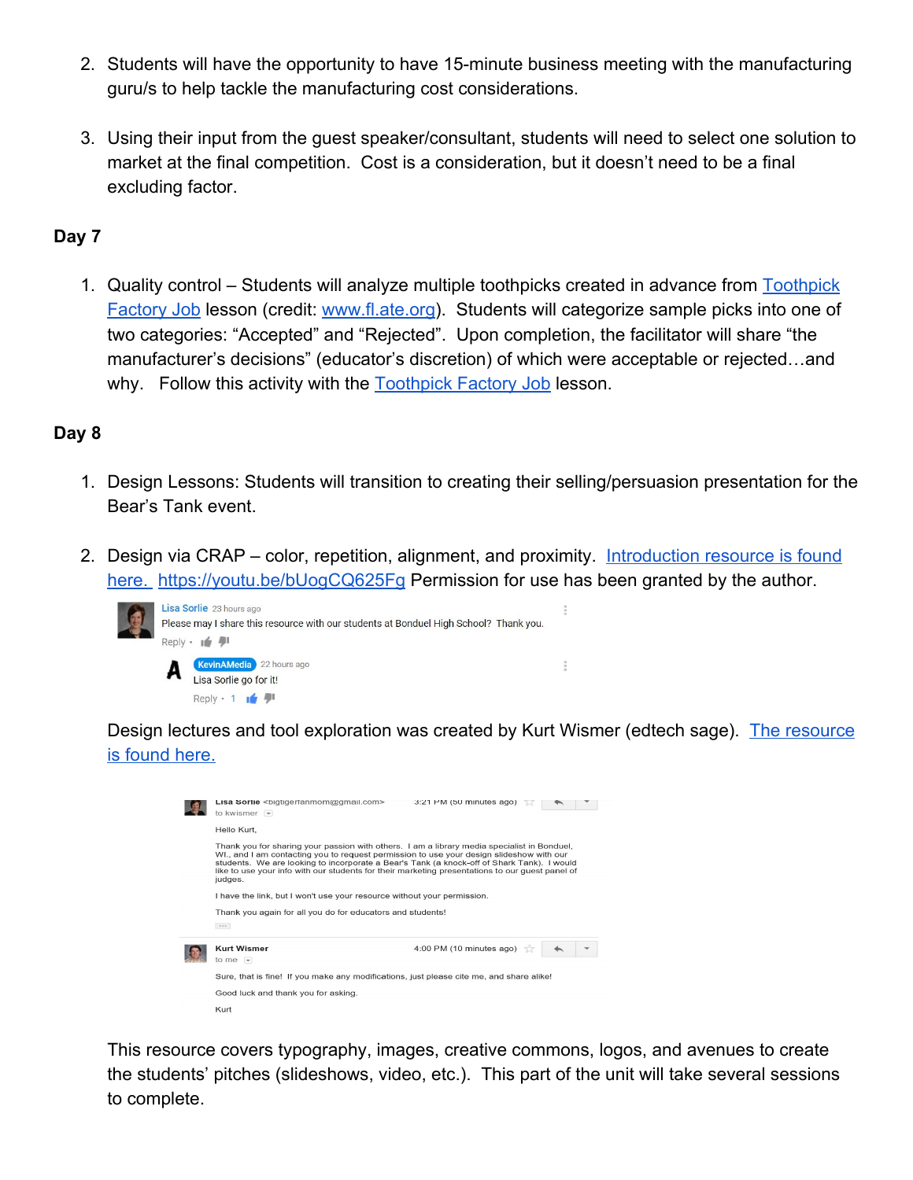2. Students will have the opportunity to have 15-minute business meeting with the manufacturing guru/s to help tackle the manufacturing cost considerations.

3. Using their input from the guest speaker/consultant, students will need to select one solution to market at the final competition. Cost is a consideration, but it doesn't need to be a final excluding factor.

**Day 7**

1. Quality control – Students will analyze multiple toothpicks created in advance from Toothpick Factory Job lesson (credit: www.fl.ate.org). Students will categorize sample picks into one of two categories: "Accepted" and "Rejected". Upon completion, the facilitator will share "the manufacturer's decisions" (educator's discretion) of which were acceptable or rejected…and why. Follow this activity with the Toothpick Factory Job lesson.

**Day 8**

1. Design Lessons: Students will transition to creating their selling/persuasion presentation for the Bear's Tank event.

2. Design via CRAP – color, repetition, alignment, and proximity. Introduction resource is found here. https://youtu.be/bUogCQ625Fg Permission for use has been granted by the author.

   Lisa Sorlie 23 hours ago
   Please may I share this resource with our students at Bonduel High School? Thank you.
   Reply

   KevinAMedia 22 hours ago
   Lisa Sorlie go for it!
   Reply · 1

   Design lectures and tool exploration was created by Kurt Wismer (edtech sage). The resource is found here.

   Lisa Sorlie <bigtigerfanmom@gmail.com> 3:21 PM (50 minutes ago)
   to kwismer

   Hello Kurt,

   Thank you for sharing your passion with others. I am a library media specialist in Bonduel, WI., and I am contacting you to request permission to use your design slideshow with our students. We are looking to incorporate a Bear's Tank (a knock-off of Shark Tank). I would like to use your info with our students for their marketing presentations to our guest panel of judges.

   I have the link, but I won't use your resource without your permission.

   Thank you again for all you do for educators and students!

   Kurt Wismer 4:00 PM (10 minutes ago)
   to me

   Sure, that is fine! If you make any modifications, just please cite me, and share alike!

   Good luck and thank you for asking.

   Kurt

   This resource covers typography, images, creative commons, logos, and avenues to create the students' pitches (slideshows, video, etc.). This part of the unit will take several sessions to complete.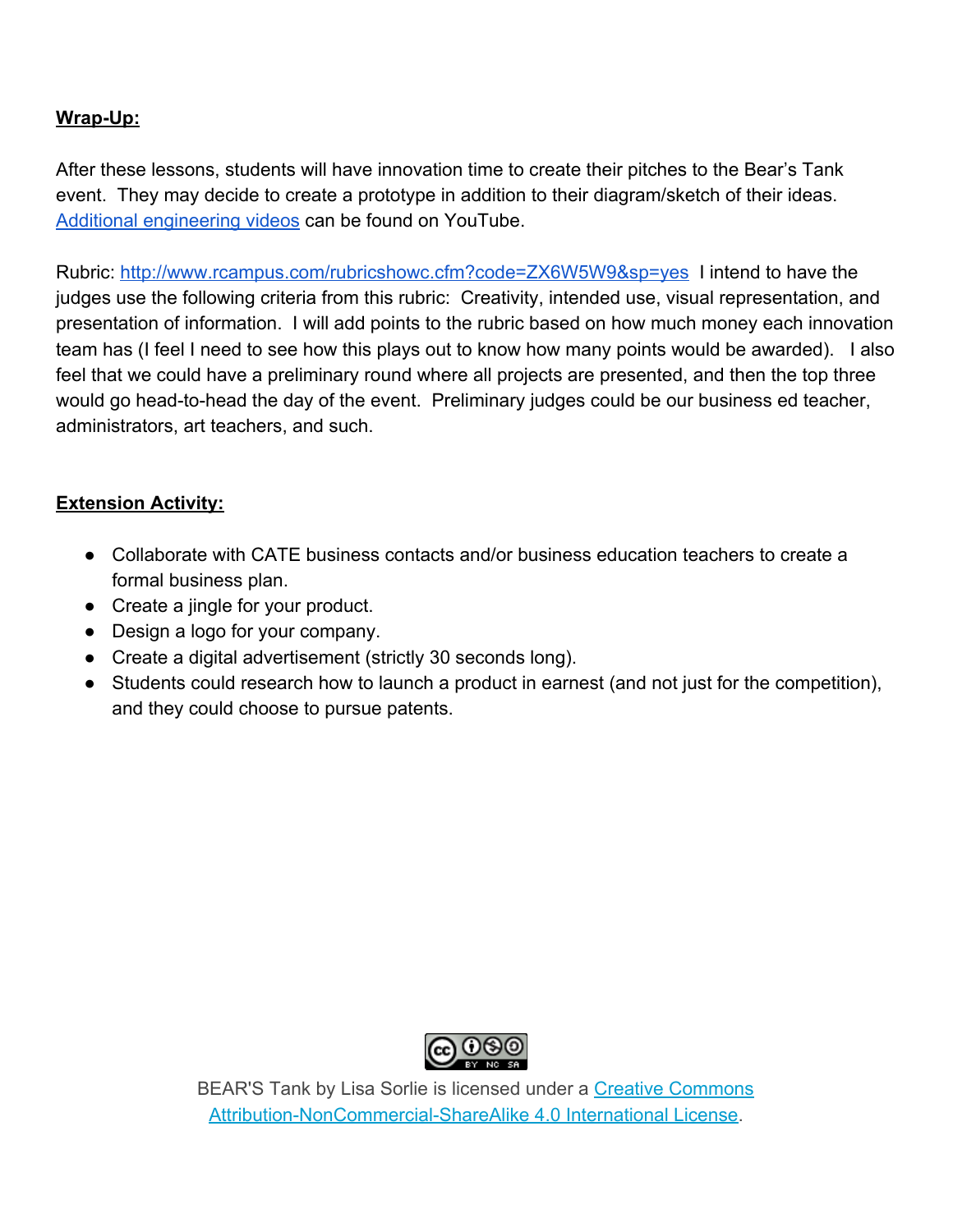**Wrap-Up:**

After these lessons, students will have innovation time to create their pitches to the Bear's Tank event. They may decide to create a prototype in addition to their diagram/sketch of their ideas. [Additional engineering videos]() can be found on YouTube.

Rubric: [http://www.rcampus.com/rubricshowc.cfm?code=ZX6W5W9&sp=yes](http://www.rcampus.com/rubricshowc.cfm?code=ZX6W5W9&sp=yes) I intend to have the judges use the following criteria from this rubric: Creativity, intended use, visual representation, and presentation of information. I will add points to the rubric based on how much money each innovation team has (I feel I need to see how this plays out to know how many points would be awarded). I also feel that we could have a preliminary round where all projects are presented, and then the top three would go head-to-head the day of the event. Preliminary judges could be our business ed teacher, administrators, art teachers, and such.

**Extension Activity:**

- Collaborate with CATE business contacts and/or business education teachers to create a formal business plan.
- Create a jingle for your product.
- Design a logo for your company.
- Create a digital advertisement (strictly 30 seconds long).
- Students could research how to launch a product in earnest (and not just for the competition), and they could choose to pursue patents.

BEAR'S Tank by Lisa Sorlie is licensed under a [Creative Commons Attribution-NonCommercial-ShareAlike 4.0 International License]().